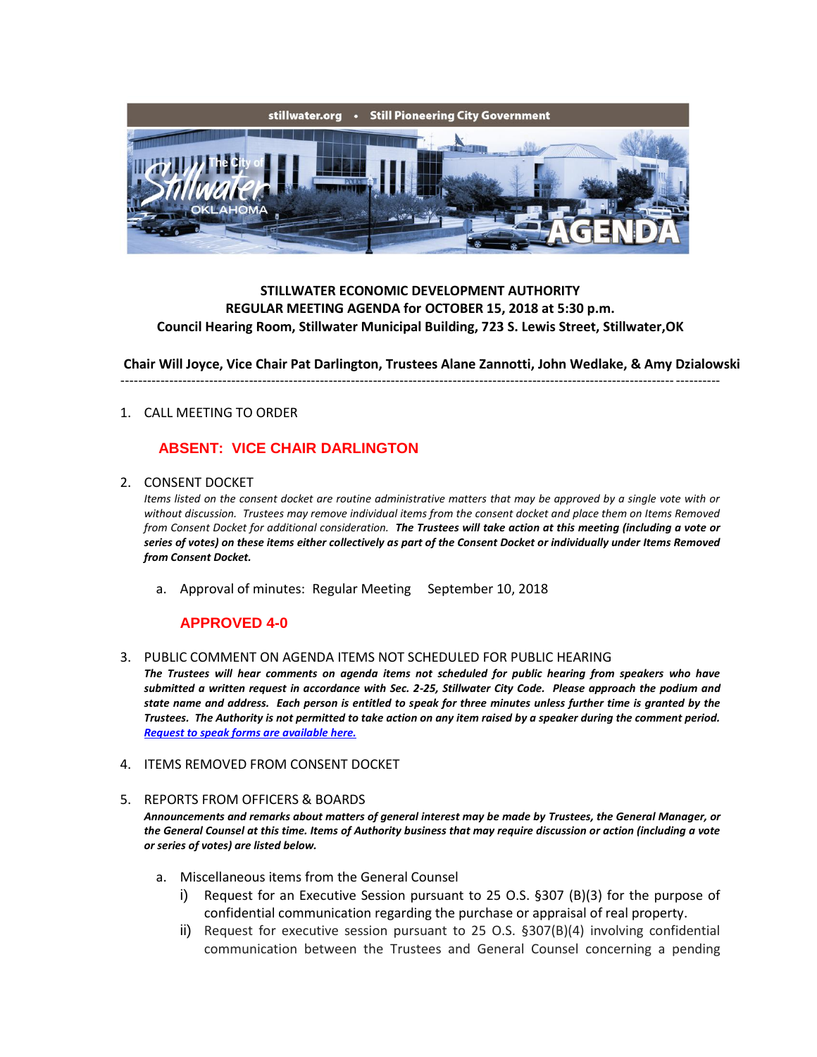stillwater.org • Still Pioneering City Government

The City of Stillwater OKLAHOMA

AGENDA

**STILLWATER ECONOMIC DEVELOPMENT AUTHORITY**
**REGULAR MEETING AGENDA for OCTOBER 15, 2018 at 5:30 p.m.**
**Council Hearing Room, Stillwater Municipal Building, 723 S. Lewis Street, Stillwater,OK**

**Chair Will Joyce, Vice Chair Pat Darlington, Trustees Alane Zannotti, John Wedlake, & Amy Dzialowski**

---

1. CALL MEETING TO ORDER

   **ABSENT: VICE CHAIR DARLINGTON**

2. CONSENT DOCKET

   *Items listed on the consent docket are routine administrative matters that may be approved by a single vote with or without discussion. Trustees may remove individual items from the consent docket and place them on Items Removed from Consent Docket for additional consideration.* ***The Trustees will take action at this meeting (including a vote or series of votes) on these items either collectively as part of the Consent Docket or individually under Items Removed from Consent Docket.***

   a. Approval of minutes: Regular Meeting September 10, 2018

   **APPROVED 4-0**

3. PUBLIC COMMENT ON AGENDA ITEMS NOT SCHEDULED FOR PUBLIC HEARING

   ***The Trustees will hear comments on agenda items not scheduled for public hearing from speakers who have submitted a written request in accordance with Sec. 2-25, Stillwater City Code. Please approach the podium and state name and address. Each person is entitled to speak for three minutes unless further time is granted by the Trustees. The Authority is not permitted to take action on any item raised by a speaker during the comment period.*** ***Request to speak forms are available here.***

4. ITEMS REMOVED FROM CONSENT DOCKET

5. REPORTS FROM OFFICERS & BOARDS

   ***Announcements and remarks about matters of general interest may be made by Trustees, the General Manager, or the General Counsel at this time. Items of Authority business that may require discussion or action (including a vote or series of votes) are listed below.***

   a. Miscellaneous items from the General Counsel

      i) Request for an Executive Session pursuant to 25 O.S. §307 (B)(3) for the purpose of confidential communication regarding the purchase or appraisal of real property.

      ii) Request for executive session pursuant to 25 O.S. §307(B)(4) involving confidential communication between the Trustees and General Counsel concerning a pending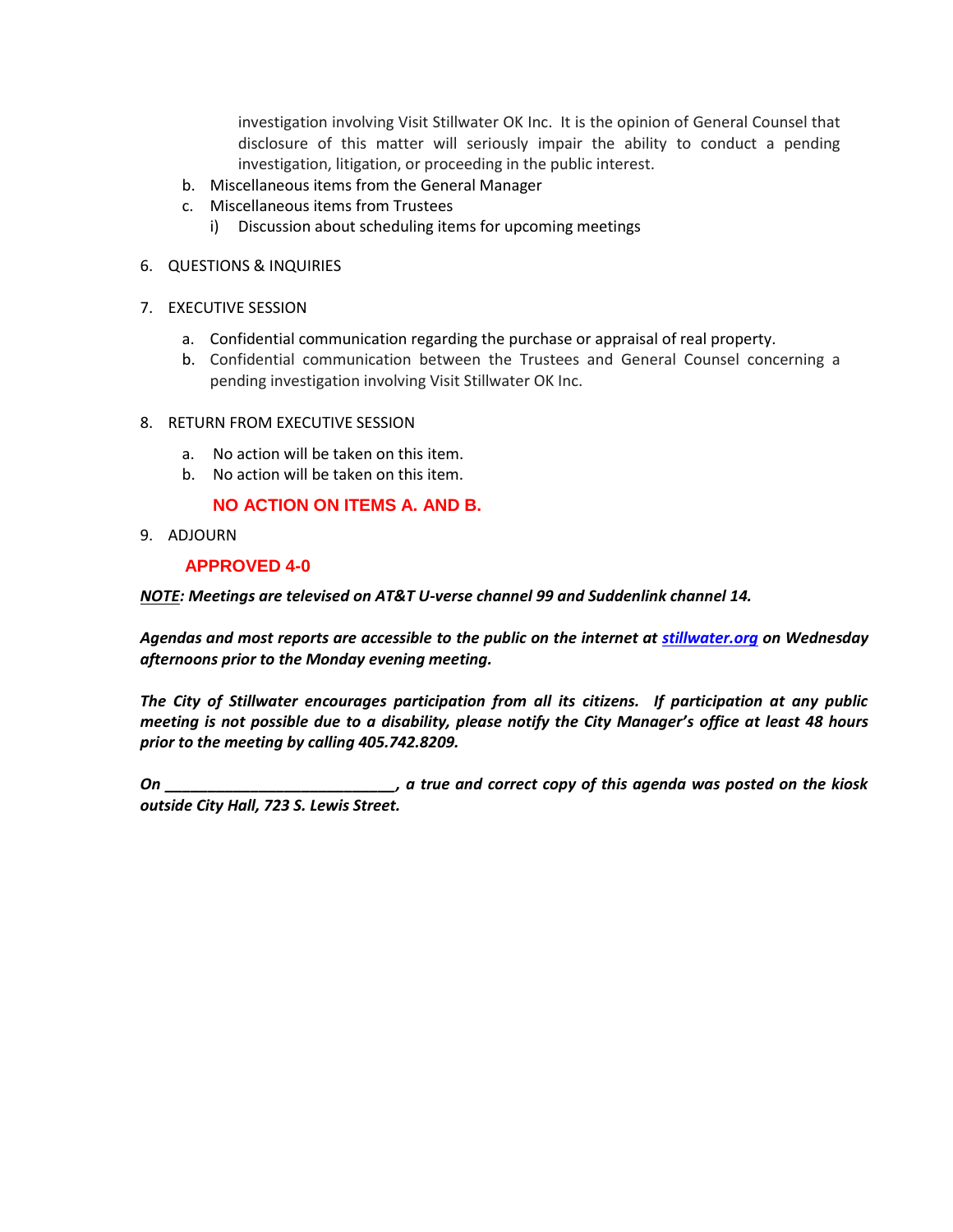investigation involving Visit Stillwater OK Inc. It is the opinion of General Counsel that disclosure of this matter will seriously impair the ability to conduct a pending investigation, litigation, or proceeding in the public interest.

b. Miscellaneous items from the General Manager

c. Miscellaneous items from Trustees

   i) Discussion about scheduling items for upcoming meetings

6. QUESTIONS & INQUIRIES

7. EXECUTIVE SESSION

   a. Confidential communication regarding the purchase or appraisal of real property.
   b. Confidential communication between the Trustees and General Counsel concerning a pending investigation involving Visit Stillwater OK Inc.

8. RETURN FROM EXECUTIVE SESSION

   a. No action will be taken on this item.
   b. No action will be taken on this item.

   **NO ACTION ON ITEMS A. AND B.**

9. ADJOURN

   **APPROVED 4-0**

***NOTE*: Meetings are televised on AT&T U-verse channel 99 and Suddenlink channel 14.**

***Agendas and most reports are accessible to the public on the internet at stillwater.org on Wednesday afternoons prior to the Monday evening meeting.***

***The City of Stillwater encourages participation from all its citizens. If participation at any public meeting is not possible due to a disability, please notify the City Manager's office at least 48 hours prior to the meeting by calling 405.742.8209.***

***On ___________________________, a true and correct copy of this agenda was posted on the kiosk outside City Hall, 723 S. Lewis Street.***